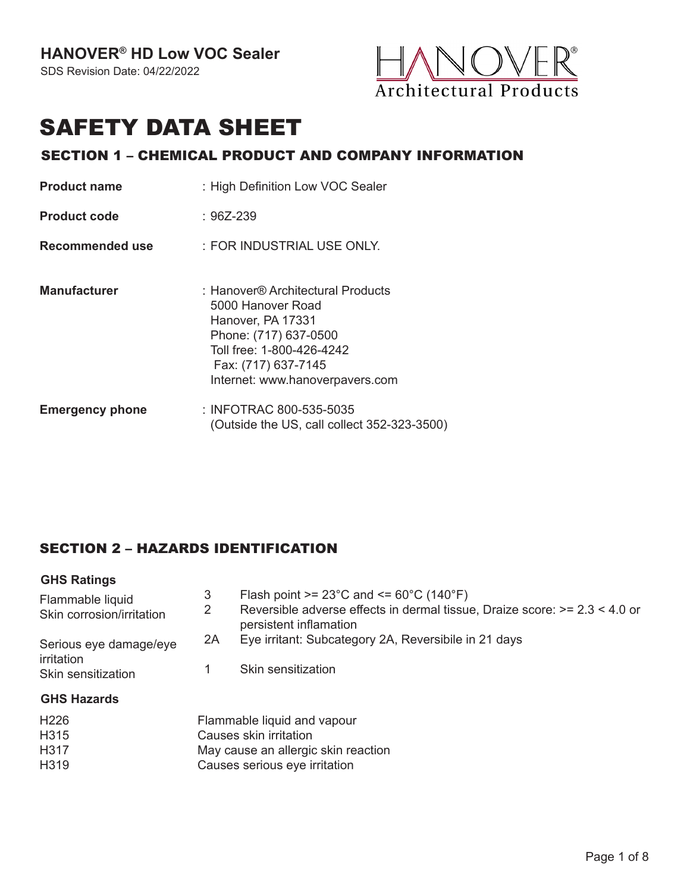**HANOVER® HD Low VOC Sealer**

SDS Revision Date: 04/22/2022

# SAFETY DATA SHEET

## SECTION 1 – CHEMICAL PRODUCT AND COMPANY INFORMATION

| | |
|---|---|
| **Product name** | : High Definition Low VOC Sealer |
| **Product code** | : 96Z-239 |
| **Recommended use** | : FOR INDUSTRIAL USE ONLY. |
| **Manufacturer** | : Hanover® Architectural Products<br>5000 Hanover Road<br>Hanover, PA 17331<br>Phone: (717) 637-0500<br>Toll free: 1-800-426-4242<br>Fax: (717) 637-7145<br>Internet: www.hanoverpavers.com |
| **Emergency phone** | : INFOTRAC 800-535-5035<br>(Outside the US, call collect 352-323-3500) |

## SECTION 2 – HAZARDS IDENTIFICATION

**GHS Ratings**

| | | |
|---|---|---|
| Flammable liquid | 3 | Flash point >= 23°C and <= 60°C (140°F) |
| Skin corrosion/irritation | 2 | Reversible adverse effects in dermal tissue, Draize score: >= 2.3 < 4.0 or persistent inflamation |
| Serious eye damage/eye irritation | 2A | Eye irritant: Subcategory 2A, Reversibile in 21 days |
| Skin sensitization | 1 | Skin sensitization |

**GHS Hazards**

| | |
|---|---|
| H226 | Flammable liquid and vapour |
| H315 | Causes skin irritation |
| H317 | May cause an allergic skin reaction |
| H319 | Causes serious eye irritation |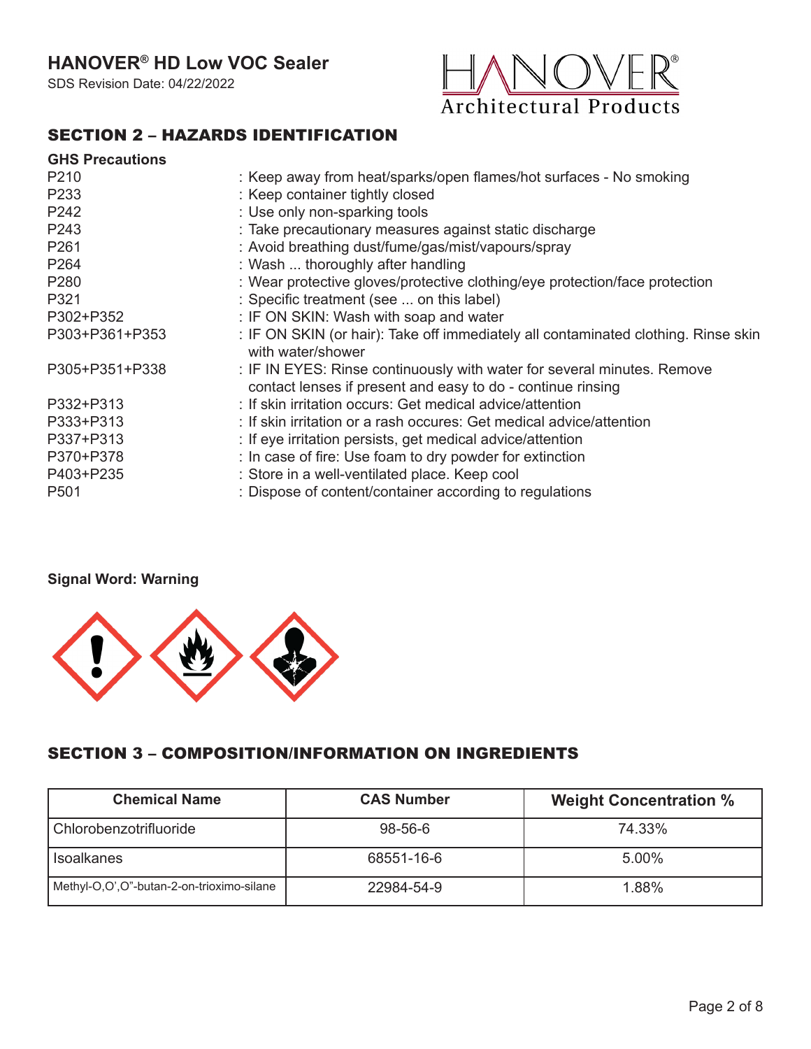## SECTION 2 – HAZARDS IDENTIFICATION

**GHS Precautions**

| | |
|---|---|
| P210 | : Keep away from heat/sparks/open flames/hot surfaces - No smoking |
| P233 | : Keep container tightly closed |
| P242 | : Use only non-sparking tools |
| P243 | : Take precautionary measures against static discharge |
| P261 | : Avoid breathing dust/fume/gas/mist/vapours/spray |
| P264 | : Wash ... thoroughly after handling |
| P280 | : Wear protective gloves/protective clothing/eye protection/face protection |
| P321 | : Specific treatment (see ... on this label) |
| P302+P352 | : IF ON SKIN: Wash with soap and water |
| P303+P361+P353 | : IF ON SKIN (or hair): Take off immediately all contaminated clothing. Rinse skin with water/shower |
| P305+P351+P338 | : IF IN EYES: Rinse continuously with water for several minutes. Remove contact lenses if present and easy to do - continue rinsing |
| P332+P313 | : If skin irritation occurs: Get medical advice/attention |
| P333+P313 | : If skin irritation or a rash occures: Get medical advice/attention |
| P337+P313 | : If eye irritation persists, get medical advice/attention |
| P370+P378 | : In case of fire: Use foam to dry powder for extinction |
| P403+P235 | : Store in a well-ventilated place. Keep cool |
| P501 | : Dispose of content/container according to regulations |

**Signal Word: Warning**

## SECTION 3 – COMPOSITION/INFORMATION ON INGREDIENTS

| Chemical Name | CAS Number | Weight Concentration % |
|---|---|---|
| Chlorobenzotrifluoride | 98-56-6 | 74.33% |
| Isoalkanes | 68551-16-6 | 5.00% |
| Methyl-O,O',O"-butan-2-on-trioximo-silane | 22984-54-9 | 1.88% |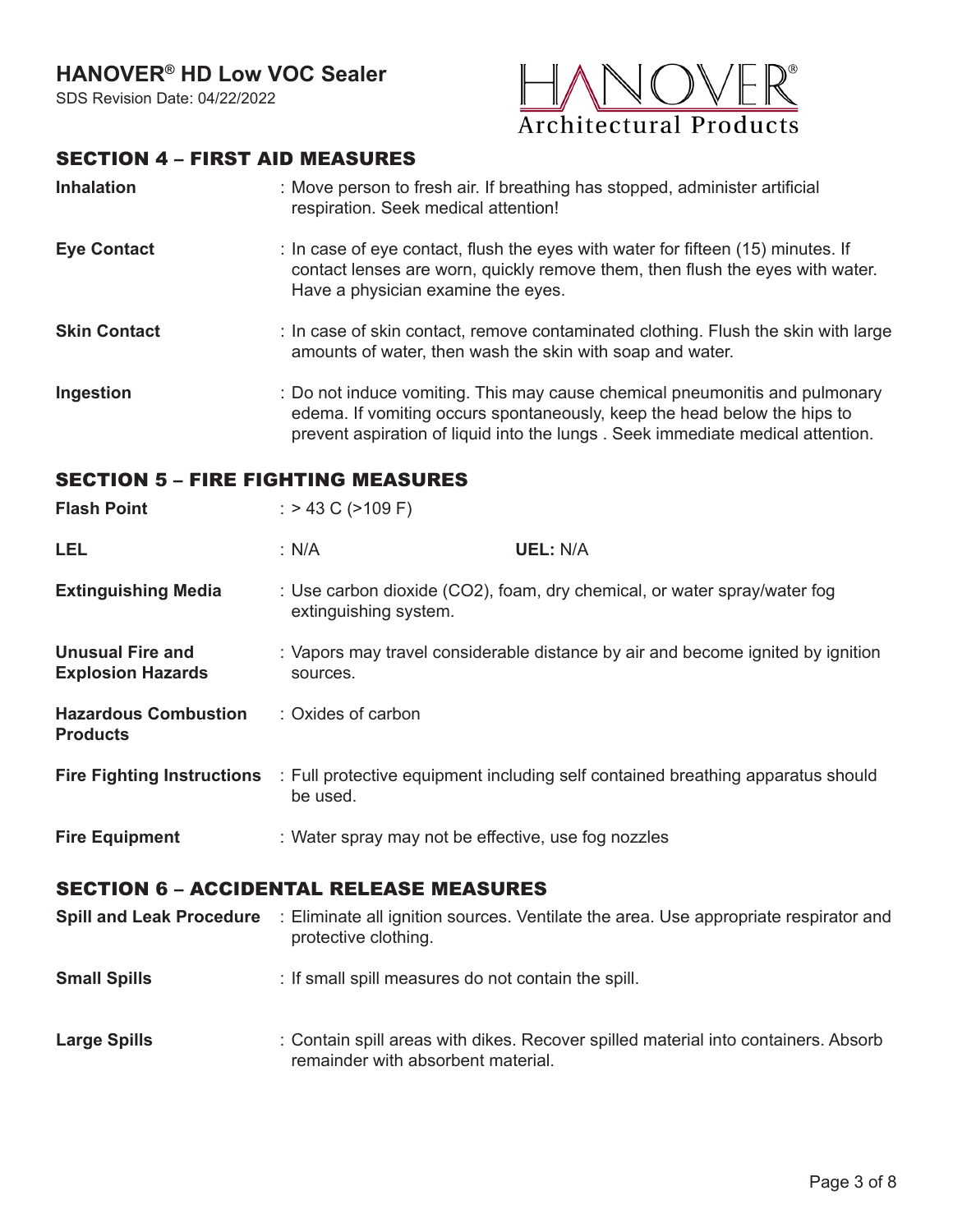## SECTION 4 – FIRST AID MEASURES

**Inhalation** : Move person to fresh air. If breathing has stopped, administer artificial respiration. Seek medical attention!

**Eye Contact** : In case of eye contact, flush the eyes with water for fifteen (15) minutes. If contact lenses are worn, quickly remove them, then flush the eyes with water. Have a physician examine the eyes.

**Skin Contact** : In case of skin contact, remove contaminated clothing. Flush the skin with large amounts of water, then wash the skin with soap and water.

**Ingestion** : Do not induce vomiting. This may cause chemical pneumonitis and pulmonary edema. If vomiting occurs spontaneously, keep the head below the hips to prevent aspiration of liquid into the lungs . Seek immediate medical attention.

## SECTION 5 – FIRE FIGHTING MEASURES

**Flash Point** : > 43 C (>109 F)

**LEL** : N/A **UEL:** N/A

**Extinguishing Media** : Use carbon dioxide ($CO_2$), foam, dry chemical, or water spray/water fog extinguishing system.

**Unusual Fire and Explosion Hazards** : Vapors may travel considerable distance by air and become ignited by ignition sources.

**Hazardous Combustion Products** : Oxides of carbon

**Fire Fighting Instructions** : Full protective equipment including self contained breathing apparatus should be used.

**Fire Equipment** : Water spray may not be effective, use fog nozzles

## SECTION 6 – ACCIDENTAL RELEASE MEASURES

**Spill and Leak Procedure** : Eliminate all ignition sources. Ventilate the area. Use appropriate respirator and protective clothing.

**Small Spills** : If small spill measures do not contain the spill.

**Large Spills** : Contain spill areas with dikes. Recover spilled material into containers. Absorb remainder with absorbent material.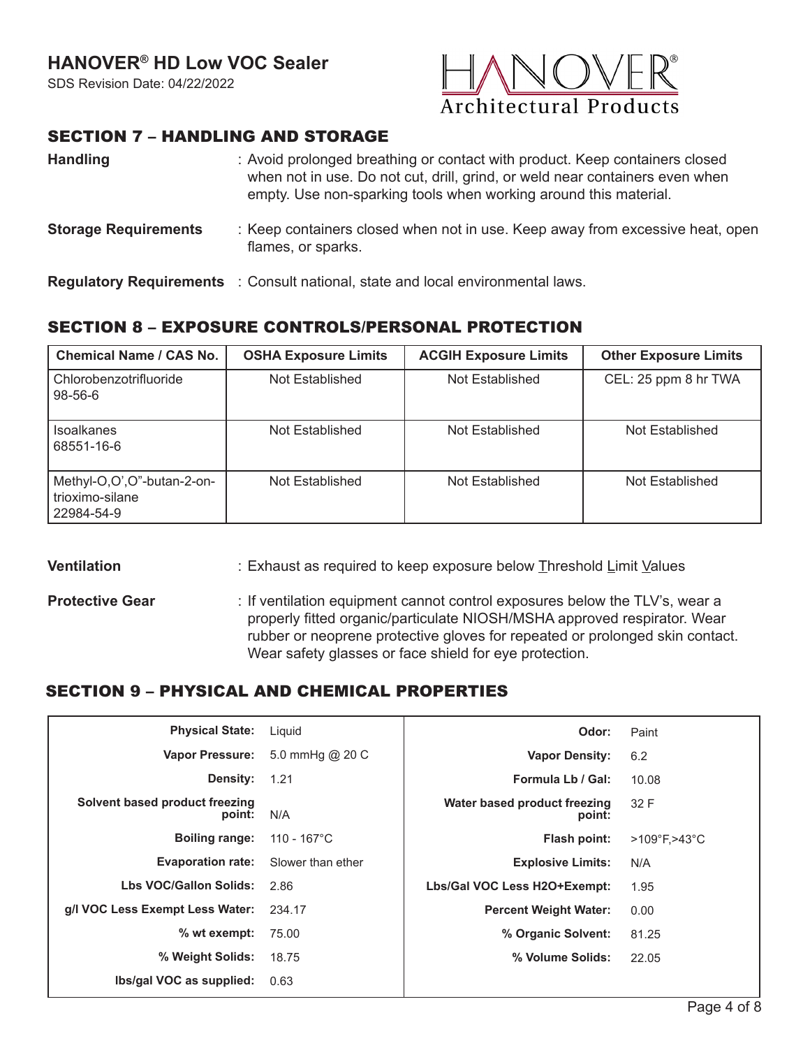## SECTION 7 – HANDLING AND STORAGE

**Handling** : Avoid prolonged breathing or contact with product. Keep containers closed when not in use. Do not cut, drill, grind, or weld near containers even when empty. Use non-sparking tools when working around this material.

**Storage Requirements** : Keep containers closed when not in use. Keep away from excessive heat, open flames, or sparks.

**Regulatory Requirements** : Consult national, state and local environmental laws.

## SECTION 8 – EXPOSURE CONTROLS/PERSONAL PROTECTION

| Chemical Name / CAS No. | OSHA Exposure Limits | ACGIH Exposure Limits | Other Exposure Limits |
|---|---|---|---|
| Chlorobenzotrifluoride 98-56-6 | Not Established | Not Established | CEL: 25 ppm 8 hr TWA |
| Isoalkanes 68551-16-6 | Not Established | Not Established | Not Established |
| Methyl-O,O',O"-butan-2-on-trioximo-silane 22984-54-9 | Not Established | Not Established | Not Established |

**Ventilation** : Exhaust as required to keep exposure below Threshold Limit Values

**Protective Gear** : If ventilation equipment cannot control exposures below the TLV's, wear a properly fitted organic/particulate NIOSH/MSHA approved respirator. Wear rubber or neoprene protective gloves for repeated or prolonged skin contact. Wear safety glasses or face shield for eye protection.

## SECTION 9 – PHYSICAL AND CHEMICAL PROPERTIES

| Property | Value | Property | Value |
|---|---|---|---|
| **Physical State:** | Liquid | **Odor:** | Paint |
| **Vapor Pressure:** | 5.0 mmHg @ 20 C | **Vapor Density:** | 6.2 |
| **Density:** | 1.21 | **Formula Lb / Gal:** | 10.08 |
| **Solvent based product freezing point:** | N/A | **Water based product freezing point:** | 32 F |
| **Boiling range:** | 110 - 167°C | **Flash point:** | >109°F,>43°C |
| **Evaporation rate:** | Slower than ether | **Explosive Limits:** | N/A |
| **Lbs VOC/Gallon Solids:** | 2.86 | **Lbs/Gal VOC Less H2O+Exempt:** | 1.95 |
| **g/l VOC Less Exempt Less Water:** | 234.17 | **Percent Weight Water:** | 0.00 |
| **% wt exempt:** | 75.00 | **% Organic Solvent:** | 81.25 |
| **% Weight Solids:** | 18.75 | **% Volume Solids:** | 22.05 |
| **lbs/gal VOC as supplied:** | 0.63 | | |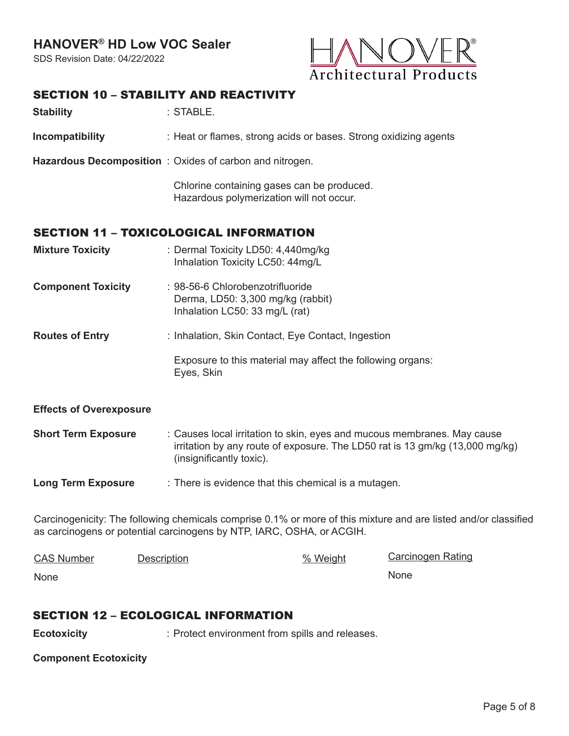## SECTION 10 – STABILITY AND REACTIVITY

**Stability** : STABLE.

**Incompatibility** : Heat or flames, strong acids or bases. Strong oxidizing agents

**Hazardous Decomposition** : Oxides of carbon and nitrogen.

Chlorine containing gases can be produced.
Hazardous polymerization will not occur.

## SECTION 11 – TOXICOLOGICAL INFORMATION

**Mixture Toxicity** : Dermal Toxicity LD50: 4,440mg/kg
Inhalation Toxicity LC50: 44mg/L

**Component Toxicity** : 98-56-6 Chlorobenzotrifluoride
Derma, LD50: 3,300 mg/kg (rabbit)
Inhalation LC50: 33 mg/L (rat)

**Routes of Entry** : Inhalation, Skin Contact, Eye Contact, Ingestion

Exposure to this material may affect the following organs:
Eyes, Skin

**Effects of Overexposure**

**Short Term Exposure** : Causes local irritation to skin, eyes and mucous membranes. May cause irritation by any route of exposure. The LD50 rat is 13 gm/kg (13,000 mg/kg) (insignificantly toxic).

**Long Term Exposure** : There is evidence that this chemical is a mutagen.

Carcinogenicity: The following chemicals comprise 0.1% or more of this mixture and are listed and/or classified as carcinogens or potential carcinogens by NTP, IARC, OSHA, or ACGIH.

| CAS Number | Description | % Weight | Carcinogen Rating |
|---|---|---|---|
| None | | | None |

## SECTION 12 – ECOLOGICAL INFORMATION

**Ecotoxicity** : Protect environment from spills and releases.

**Component Ecotoxicity**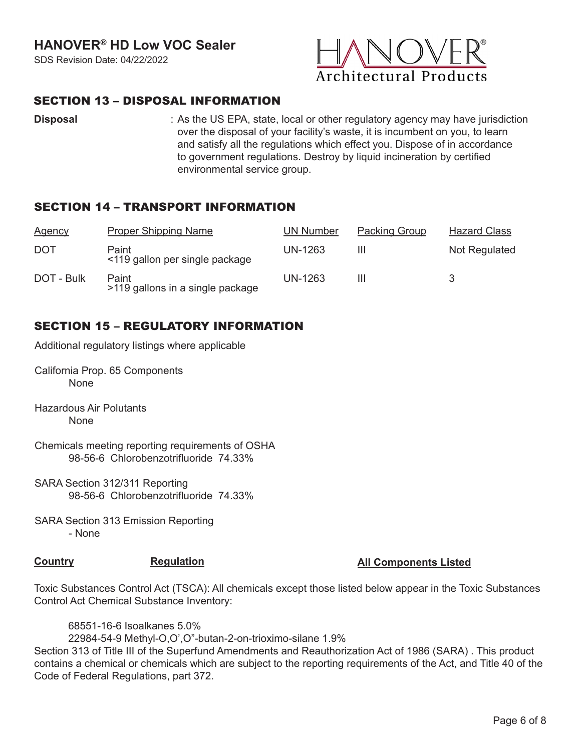## SECTION 13 – DISPOSAL INFORMATION

**Disposal** : As the US EPA, state, local or other regulatory agency may have jurisdiction over the disposal of your facility's waste, it is incumbent on you, to learn and satisfy all the regulations which effect you. Dispose of in accordance to government regulations. Destroy by liquid incineration by certified environmental service group.

## SECTION 14 – TRANSPORT INFORMATION

| Agency | Proper Shipping Name | UN Number | Packing Group | Hazard Class |
|---|---|---|---|---|
| DOT | Paint <119 gallon per single package | UN-1263 | III | Not Regulated |
| DOT - Bulk | Paint >119 gallons in a single package | UN-1263 | III | 3 |

## SECTION 15 – REGULATORY INFORMATION

Additional regulatory listings where applicable

California Prop. 65 Components
None

Hazardous Air Polutants
None

Chemicals meeting reporting requirements of OSHA
98-56-6 Chlorobenzotrifluoride 74.33%

SARA Section 312/311 Reporting
98-56-6 Chlorobenzotrifluoride 74.33%

SARA Section 313 Emission Reporting
- None

| Country | Regulation | All Components Listed |
|---|---|---|

Toxic Substances Control Act (TSCA): All chemicals except those listed below appear in the Toxic Substances Control Act Chemical Substance Inventory:

68551-16-6 Isoalkanes 5.0%
22984-54-9 Methyl-O,O',O"-butan-2-on-trioximo-silane 1.9%

Section 313 of Title III of the Superfund Amendments and Reauthorization Act of 1986 (SARA) . This product contains a chemical or chemicals which are subject to the reporting requirements of the Act, and Title 40 of the Code of Federal Regulations, part 372.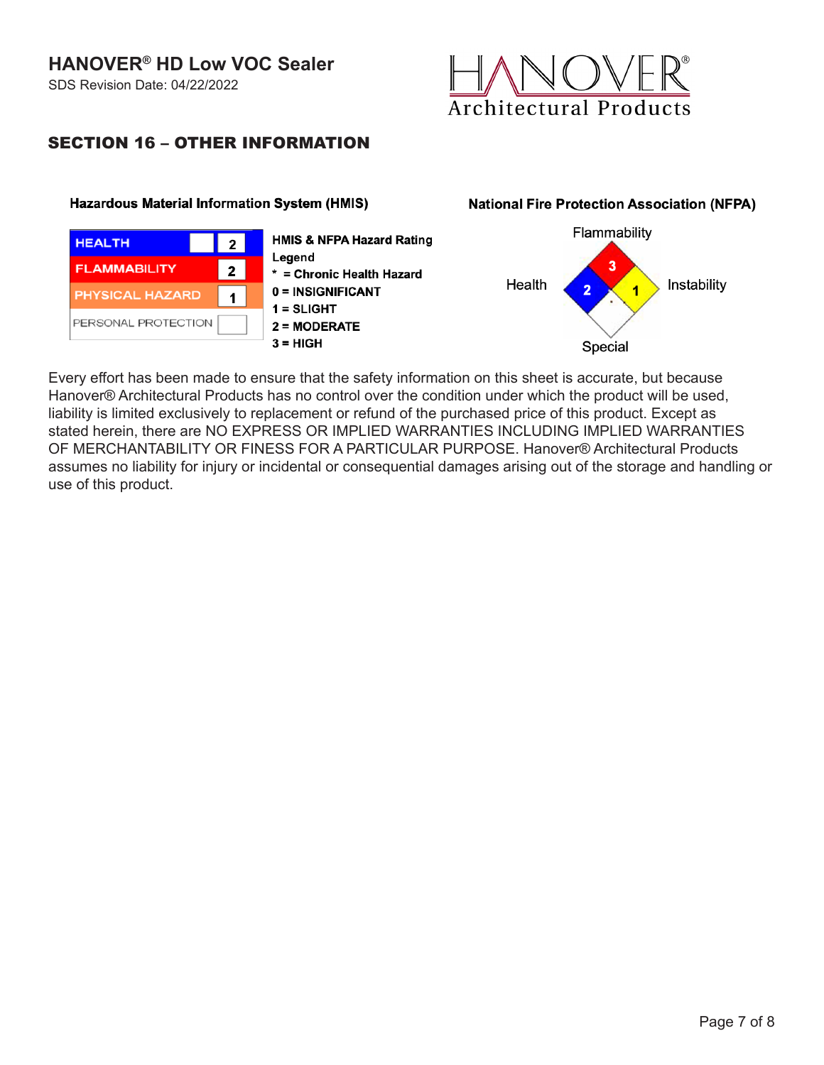## SECTION 16 – OTHER INFORMATION

**Hazardous Material Information System (HMIS)**

| | |
|---|---|
| HEALTH | 2 |
| FLAMMABILITY | 2 |
| PHYSICAL HAZARD | 1 |
| PERSONAL PROTECTION | |

**HMIS & NFPA Hazard Rating Legend**
**\* = Chronic Health Hazard**
**0 = INSIGNIFICANT**
**1 = SLIGHT**
**2 = MODERATE**
**3 = HIGH**

**National Fire Protection Association (NFPA)**

Flammability
3
Health
2
Instability
1
Special

Every effort has been made to ensure that the safety information on this sheet is accurate, but because Hanover® Architectural Products has no control over the condition under which the product will be used, liability is limited exclusively to replacement or refund of the purchased price of this product. Except as stated herein, there are NO EXPRESS OR IMPLIED WARRANTIES INCLUDING IMPLIED WARRANTIES OF MERCHANTABILITY OR FINESS FOR A PARTICULAR PURPOSE. Hanover® Architectural Products assumes no liability for injury or incidental or consequential damages arising out of the storage and handling or use of this product.